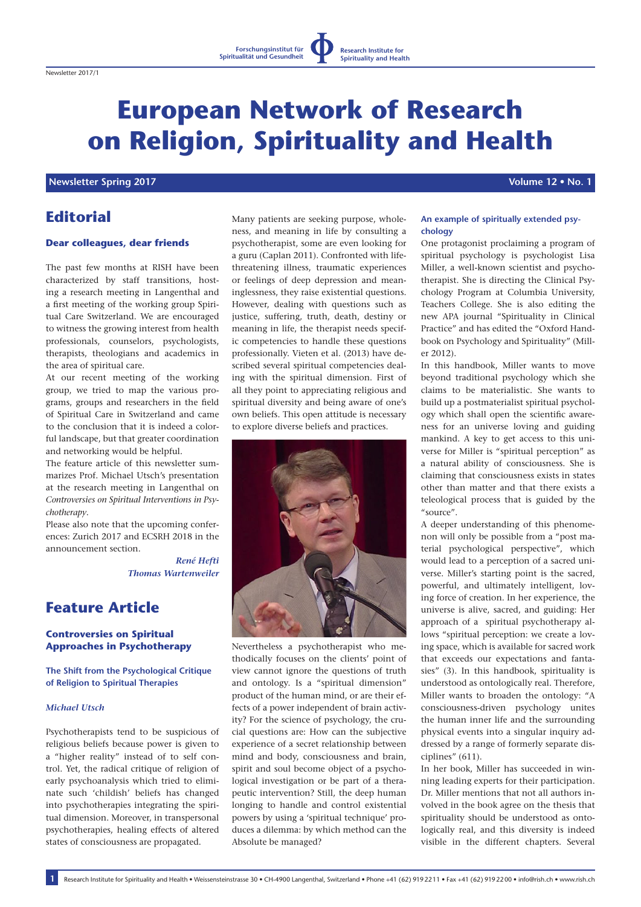Forschungsinstitut für Spiritualität und Gesundheit | Research Institute for Spirituality and Health

Newsletter 2017/1

# European Network of Research on Religion, Spirituality and Health

**Newsletter Spring 2017** — **Volume 12 • No. 1**

## Editorial

### Dear colleagues, dear friends

The past few months at RISH have been characterized by staff transitions, hosting a research meeting in Langenthal and a first meeting of the working group Spiritual Care Switzerland. We are encouraged to witness the growing interest from health professionals, counselors, psychologists, therapists, theologians and academics in the area of spiritual care.

At our recent meeting of the working group, we tried to map the various programs, groups and researchers in the field of Spiritual Care in Switzerland and came to the conclusion that it is indeed a colorful landscape, but that greater coordination and networking would be helpful.

The feature article of this newsletter summarizes Prof. Michael Utsch's presentation at the research meeting in Langenthal on *Controversies on Spiritual Interventions in Psychotherapy*.

Please also note that the upcoming conferences: Zurich 2017 and ECSRH 2018 in the announcement section.

***René Hefti***
***Thomas Wartenweiler***

## Feature Article

### Controversies on Spiritual Approaches in Psychotherapy

#### The Shift from the Psychological Critique of Religion to Spiritual Therapies

***Michael Utsch***

Psychotherapists tend to be suspicious of religious beliefs because power is given to a "higher reality" instead of to self control. Yet, the radical critique of religion of early psychoanalysis which tried to eliminate such 'childish' beliefs has changed into psychotherapies integrating the spiritual dimension. Moreover, in transpersonal psychotherapies, healing effects of altered states of consciousness are propagated.

Many patients are seeking purpose, wholeness, and meaning in life by consulting a psychotherapist, some are even looking for a guru (Caplan 2011). Confronted with life-threatening illness, traumatic experiences or feelings of deep depression and meaninglessness, they raise existential questions. However, dealing with questions such as justice, suffering, truth, death, destiny or meaning in life, the therapist needs specific competencies to handle these questions professionally. Vieten et al. (2013) have described several spiritual competencies dealing with the spiritual dimension. First of all they point to appreciating religious and spiritual diversity and being aware of one's own beliefs. This open attitude is necessary to explore diverse beliefs and practices.

Nevertheless a psychotherapist who methodically focuses on the clients' point of view cannot ignore the questions of truth and ontology. Is a "spiritual dimension" product of the human mind, or are their effects of a power independent of brain activity? For the science of psychology, the crucial questions are: How can the subjective experience of a secret relationship between mind and body, consciousness and brain, spirit and soul become object of a psychological investigation or be part of a therapeutic intervention? Still, the deep human longing to handle and control existential powers by using a 'spiritual technique' produces a dilemma: by which method can the Absolute be managed?

#### An example of spiritually extended psychology

One protagonist proclaiming a program of spiritual psychology is psychologist Lisa Miller, a well-known scientist and psychotherapist. She is directing the Clinical Psychology Program at Columbia University, Teachers College. She is also editing the new APA journal "Spirituality in Clinical Practice" and has edited the "Oxford Handbook on Psychology and Spirituality" (Miller 2012).

In this handbook, Miller wants to move beyond traditional psychology which she claims to be materialistic. She wants to build up a postmaterialist spiritual psychology which shall open the scientific awareness for an universe loving and guiding mankind. A key to get access to this universe for Miller is "spiritual perception" as a natural ability of consciousness. She is claiming that consciousness exists in states other than matter and that there exists a teleological process that is guided by the "source".

A deeper understanding of this phenomenon will only be possible from a "post material psychological perspective", which would lead to a perception of a sacred universe. Miller's starting point is the sacred, powerful, and ultimately intelligent, loving force of creation. In her experience, the universe is alive, sacred, and guiding: Her approach of a spiritual psychotherapy allows "spiritual perception: we create a loving space, which is available for sacred work that exceeds our expectations and fantasies" (3). In this handbook, spirituality is understood as ontologically real. Therefore, Miller wants to broaden the ontology: "A consciousness-driven psychology unites the human inner life and the surrounding physical events into a singular inquiry addressed by a range of formerly separate disciplines" (611).

In her book, Miller has succeeded in winning leading experts for their participation. Dr. Miller mentions that not all authors involved in the book agree on the thesis that spirituality should be understood as ontologically real, and this diversity is indeed visible in the different chapters. Several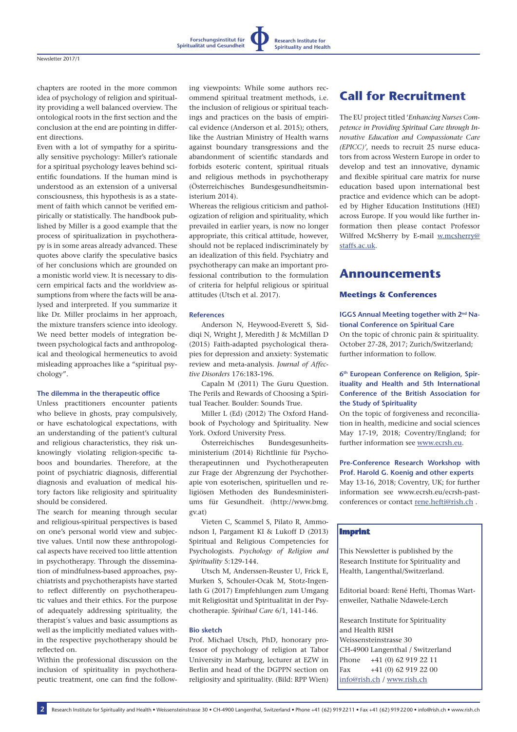chapters are rooted in the more common idea of psychology of religion and spirituality providing a well balanced overview. The ontological roots in the first section and the conclusion at the end are pointing in different directions.

Even with a lot of sympathy for a spiritually sensitive psychology: Miller's rationale for a spiritual psychology leaves behind scientific foundations. If the human mind is understood as an extension of a universal consciousness, this hypothesis is as a statement of faith which cannot be verified empirically or statistically. The handbook published by Miller is a good example that the process of spiritualization in psychotherapy is in some areas already advanced. These quotes above clarify the speculative basics of her conclusions which are grounded on a monistic world view. It is necessary to discern empirical facts and the worldview assumptions from where the facts will be analysed and interpreted. If you summarize it like Dr. Miller proclaims in her approach, the mixture transfers science into ideology. We need better models of integration between psychological facts and anthropological and theological hermeneutics to avoid misleading approaches like a "spiritual psychology".

### The dilemma in the therapeutic office

Unless practitioners encounter patients who believe in ghosts, pray compulsively, or have eschatological expectations, with an understanding of the patient's cultural and religious characteristics, they risk unknowingly violating religion-specific taboos and boundaries. Therefore, at the point of psychiatric diagnosis, differential diagnosis and evaluation of medical history factors like religiosity and spirituality should be considered.

The search for meaning through secular and religious-spiritual perspectives is based on one's personal world view and subjective values. Until now these anthropological aspects have received too little attention in psychotherapy. Through the dissemination of mindfulness-based approaches, psychiatrists and psychotherapists have started to reflect differently on psychotherapeutic values and their ethics. For the purpose of adequately addressing spirituality, the therapist´s values and basic assumptions as well as the implicitly mediated values within the respective psychotherapy should be reflected on.

Within the professional discussion on the inclusion of spirituality in psychotherapeutic treatment, one can find the following viewpoints: While some authors recommend spiritual treatment methods, i.e. the inclusion of religious or spiritual teachings and practices on the basis of empirical evidence (Anderson et al. 2015); others, like the Austrian Ministry of Health warns against boundary transgressions and the abandonment of scientific standards and forbids esoteric content, spiritual rituals and religious methods in psychotherapy (Österreichisches Bundesgesundheitsministerium 2014).

Whereas the religious criticism and pathologization of religion and spirituality, which prevailed in earlier years, is now no longer appropriate, this critical attitude, however, should not be replaced indiscriminately by an idealization of this field. Psychiatry and psychotherapy can make an important professional contribution to the formulation of criteria for helpful religious or spiritual attitudes (Utsch et al. 2017).

### References

Anderson N, Heywood-Everett S, Siddiqi N, Wright J, Meredith J & McMillan D (2015) Faith-adapted psychological therapies for depression and anxiety: Systematic review and meta-analysis. *Journal of Affective Disorders* 176:183-196.

Capaln M (2011) The Guru Question. The Perils and Rewards of Choosing a Spiritual Teacher. Boulder: Sounds True.

Miller L (Ed) (2012) The Oxford Handbook of Psychology and Spirituality. New York. Oxford University Press.

Österreichisches Bundesgesunheitsministerium (2014) Richtlinie für Psychotherapeutinnen und Psychotherapeuten zur Frage der Abgrenzung der Psychotherapie von esoterischen, spirituellen und religiösen Methoden des Bundesministeriums für Gesundheit. (http://www.bmg.gv.at)

Vieten C, Scammel S, Pilato R, Ammondson I, Pargament KI & Lukoff D (2013) Spiritual and Religious Competencies for Psychologists. *Psychology of Religion and Spirituality* 5:129-144.

Utsch M, Anderssen-Reuster U, Frick E, Murken S, Schouler-Ocak M, Stotz-Ingenlath G (2017) Empfehlungen zum Umgang mit Religiosität und Spiritualität in der Psychotherapie. *Spiritual Care* 6/1, 141-146.

### Bio sketch

Prof. Michael Utsch, PhD, honorary professor of psychology of religion at Tabor University in Marburg, lecturer at EZW in Berlin and head of the DGPPN section on religiosity and spirituality. (Bild: RPP Wien)

## Call for Recruitment

The EU project titled '*Enhancing Nurses Competence in Providing Spiritual Care through Innovative Education and Compassionate Care (EPICC)'*, needs to recruit 25 nurse educators from across Western Europe in order to develop and test an innovative, dynamic and flexible spiritual care matrix for nurse education based upon international best practice and evidence which can be adopted by Higher Education Institutions (HEI) across Europe. If you would like further information then please contact Professor Wilfred McSherry by E-mail w.mcsherry@staffs.ac.uk.

## Announcements

### Meetings & Conferences

**IGGS Annual Meeting together with 2nd National Conference on Spiritual Care**

On the topic of chronic pain & spirituality. October 27-28, 2017; Zurich/Switzerland; further information to follow.

**6th European Conference on Religion, Spirituality and Health and 5th International Conference of the British Association for the Study of Spirituality**

On the topic of forgiveness and reconciliation in health, medicine and social sciences May 17-19, 2018; Coventry/England; for further information see www.ecrsh.eu.

**Pre-Conference Research Workshop with Prof. Harold G. Koenig and other experts**

May 13-16, 2018; Coventry, UK; for further information see www.ecrsh.eu/ecrsh-past-conferences or contact rene.hefti@rish.ch .

### Imprint

This Newsletter is published by the Research Institute for Spirituality and Health, Langenthal/Switzerland.

Editorial board: René Hefti, Thomas Wartenweiler, Nathalie Ndawele-Lerch

Research Institute for Spirituality and Health RISH
Weissensteinstrasse 30
CH-4900 Langenthal / Switzerland
Phone +41 (0) 62 919 22 11
Fax +41 (0) 62 919 22 00
info@rish.ch / www.rish.ch